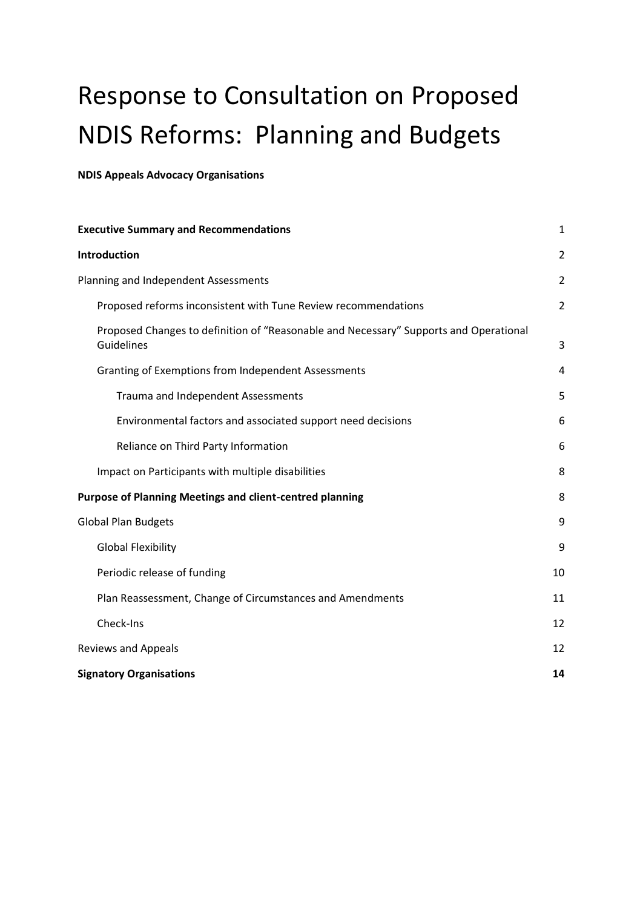# Response to Consultation on Proposed NDIS Reforms: Planning and Budgets

**NDIS Appeals Advocacy Organisations**

| | |
|---|---|
| **Executive Summary and Recommendations** | 1 |
| **Introduction** | 2 |
| Planning and Independent Assessments | 2 |
| Proposed reforms inconsistent with Tune Review recommendations | 2 |
| Proposed Changes to definition of "Reasonable and Necessary" Supports and Operational Guidelines | 3 |
| Granting of Exemptions from Independent Assessments | 4 |
| Trauma and Independent Assessments | 5 |
| Environmental factors and associated support need decisions | 6 |
| Reliance on Third Party Information | 6 |
| Impact on Participants with multiple disabilities | 8 |
| **Purpose of Planning Meetings and client-centred planning** | 8 |
| Global Plan Budgets | 9 |
| Global Flexibility | 9 |
| Periodic release of funding | 10 |
| Plan Reassessment, Change of Circumstances and Amendments | 11 |
| Check-Ins | 12 |
| Reviews and Appeals | 12 |
| **Signatory Organisations** | **14** |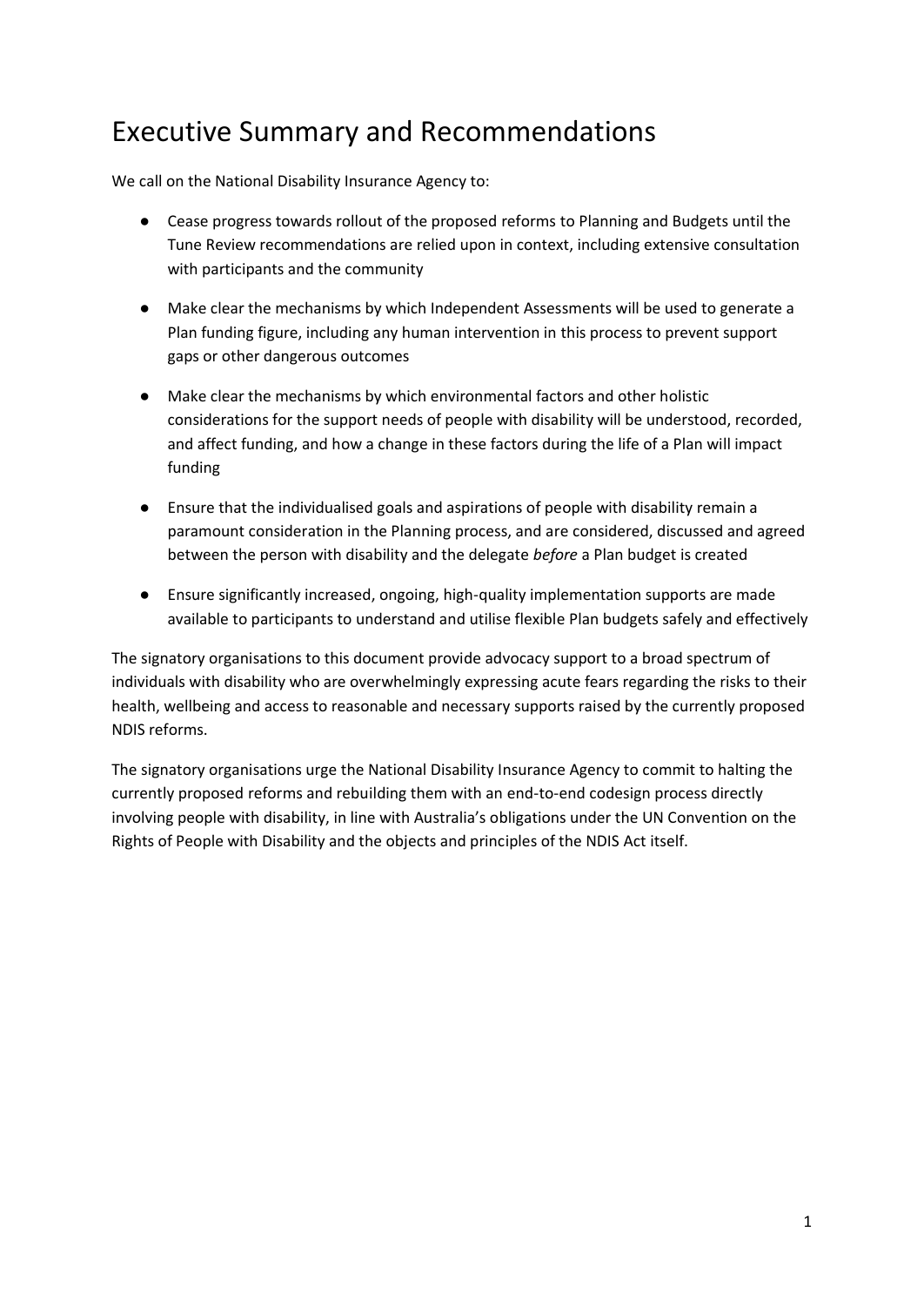# Executive Summary and Recommendations

We call on the National Disability Insurance Agency to:

- Cease progress towards rollout of the proposed reforms to Planning and Budgets until the Tune Review recommendations are relied upon in context, including extensive consultation with participants and the community
- Make clear the mechanisms by which Independent Assessments will be used to generate a Plan funding figure, including any human intervention in this process to prevent support gaps or other dangerous outcomes
- Make clear the mechanisms by which environmental factors and other holistic considerations for the support needs of people with disability will be understood, recorded, and affect funding, and how a change in these factors during the life of a Plan will impact funding
- Ensure that the individualised goals and aspirations of people with disability remain a paramount consideration in the Planning process, and are considered, discussed and agreed between the person with disability and the delegate *before* a Plan budget is created
- Ensure significantly increased, ongoing, high-quality implementation supports are made available to participants to understand and utilise flexible Plan budgets safely and effectively

The signatory organisations to this document provide advocacy support to a broad spectrum of individuals with disability who are overwhelmingly expressing acute fears regarding the risks to their health, wellbeing and access to reasonable and necessary supports raised by the currently proposed NDIS reforms.

The signatory organisations urge the National Disability Insurance Agency to commit to halting the currently proposed reforms and rebuilding them with an end-to-end codesign process directly involving people with disability, in line with Australia's obligations under the UN Convention on the Rights of People with Disability and the objects and principles of the NDIS Act itself.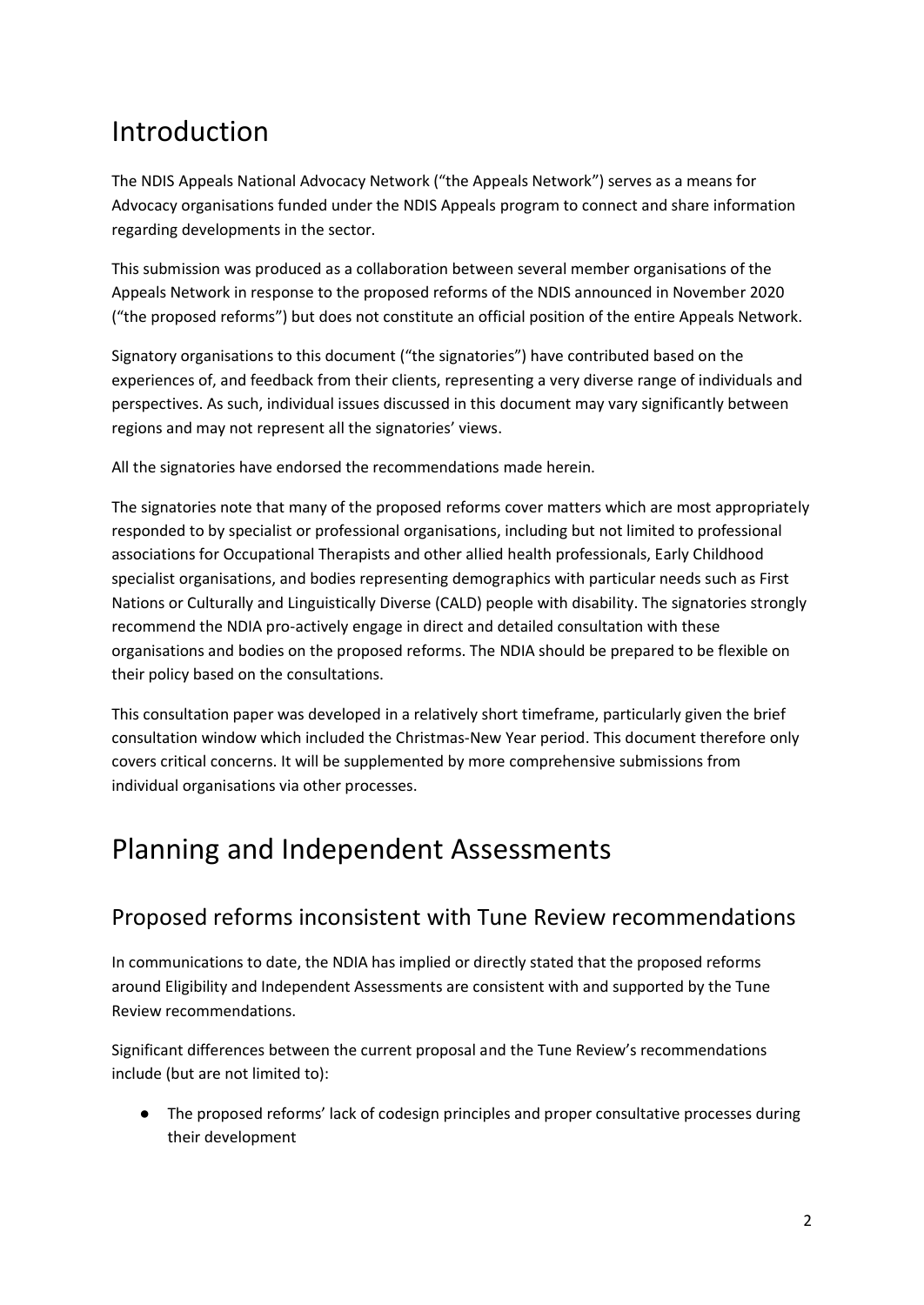# Introduction

The NDIS Appeals National Advocacy Network ("the Appeals Network") serves as a means for Advocacy organisations funded under the NDIS Appeals program to connect and share information regarding developments in the sector.

This submission was produced as a collaboration between several member organisations of the Appeals Network in response to the proposed reforms of the NDIS announced in November 2020 ("the proposed reforms") but does not constitute an official position of the entire Appeals Network.

Signatory organisations to this document ("the signatories") have contributed based on the experiences of, and feedback from their clients, representing a very diverse range of individuals and perspectives. As such, individual issues discussed in this document may vary significantly between regions and may not represent all the signatories' views.

All the signatories have endorsed the recommendations made herein.

The signatories note that many of the proposed reforms cover matters which are most appropriately responded to by specialist or professional organisations, including but not limited to professional associations for Occupational Therapists and other allied health professionals, Early Childhood specialist organisations, and bodies representing demographics with particular needs such as First Nations or Culturally and Linguistically Diverse (CALD) people with disability. The signatories strongly recommend the NDIA pro-actively engage in direct and detailed consultation with these organisations and bodies on the proposed reforms. The NDIA should be prepared to be flexible on their policy based on the consultations.

This consultation paper was developed in a relatively short timeframe, particularly given the brief consultation window which included the Christmas-New Year period. This document therefore only covers critical concerns. It will be supplemented by more comprehensive submissions from individual organisations via other processes.

# Planning and Independent Assessments

## Proposed reforms inconsistent with Tune Review recommendations

In communications to date, the NDIA has implied or directly stated that the proposed reforms around Eligibility and Independent Assessments are consistent with and supported by the Tune Review recommendations.

Significant differences between the current proposal and the Tune Review's recommendations include (but are not limited to):

- The proposed reforms' lack of codesign principles and proper consultative processes during their development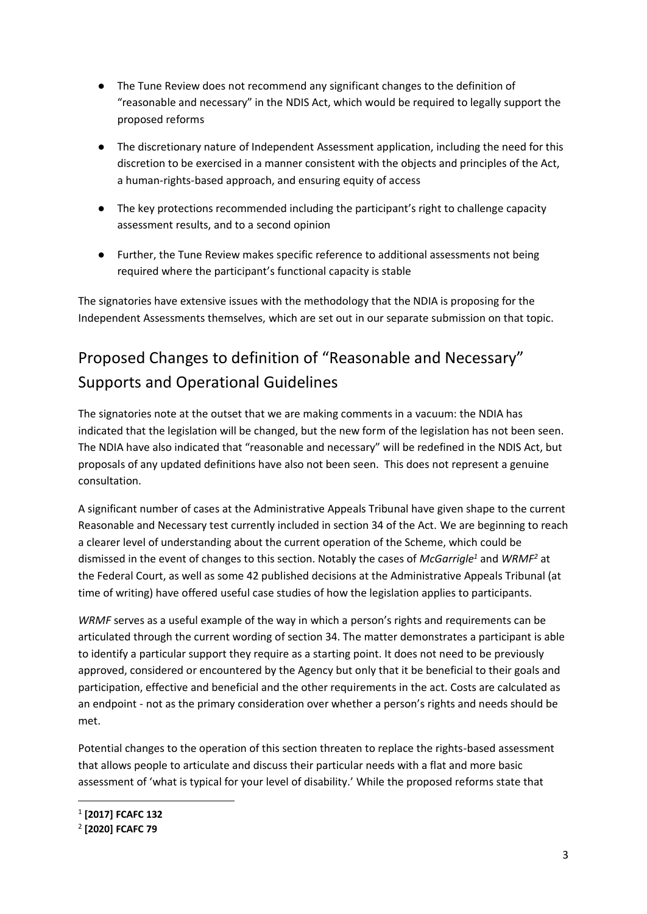- The Tune Review does not recommend any significant changes to the definition of "reasonable and necessary" in the NDIS Act, which would be required to legally support the proposed reforms
- The discretionary nature of Independent Assessment application, including the need for this discretion to be exercised in a manner consistent with the objects and principles of the Act, a human-rights-based approach, and ensuring equity of access
- The key protections recommended including the participant's right to challenge capacity assessment results, and to a second opinion
- Further, the Tune Review makes specific reference to additional assessments not being required where the participant's functional capacity is stable

The signatories have extensive issues with the methodology that the NDIA is proposing for the Independent Assessments themselves, which are set out in our separate submission on that topic.

## Proposed Changes to definition of "Reasonable and Necessary" Supports and Operational Guidelines

The signatories note at the outset that we are making comments in a vacuum: the NDIA has indicated that the legislation will be changed, but the new form of the legislation has not been seen. The NDIA have also indicated that "reasonable and necessary" will be redefined in the NDIS Act, but proposals of any updated definitions have also not been seen. This does not represent a genuine consultation.

A significant number of cases at the Administrative Appeals Tribunal have given shape to the current Reasonable and Necessary test currently included in section 34 of the Act. We are beginning to reach a clearer level of understanding about the current operation of the Scheme, which could be dismissed in the event of changes to this section. Notably the cases of *McGarrigle*[1] and *WRMF*[2] at the Federal Court, as well as some 42 published decisions at the Administrative Appeals Tribunal (at time of writing) have offered useful case studies of how the legislation applies to participants.

*WRMF* serves as a useful example of the way in which a person's rights and requirements can be articulated through the current wording of section 34. The matter demonstrates a participant is able to identify a particular support they require as a starting point. It does not need to be previously approved, considered or encountered by the Agency but only that it be beneficial to their goals and participation, effective and beneficial and the other requirements in the act. Costs are calculated as an endpoint - not as the primary consideration over whether a person's rights and needs should be met.

Potential changes to the operation of this section threaten to replace the rights-based assessment that allows people to articulate and discuss their particular needs with a flat and more basic assessment of 'what is typical for your level of disability.' While the proposed reforms state that

---

[1] **[2017] FCAFC 132**

[2] **[2020] FCAFC 79**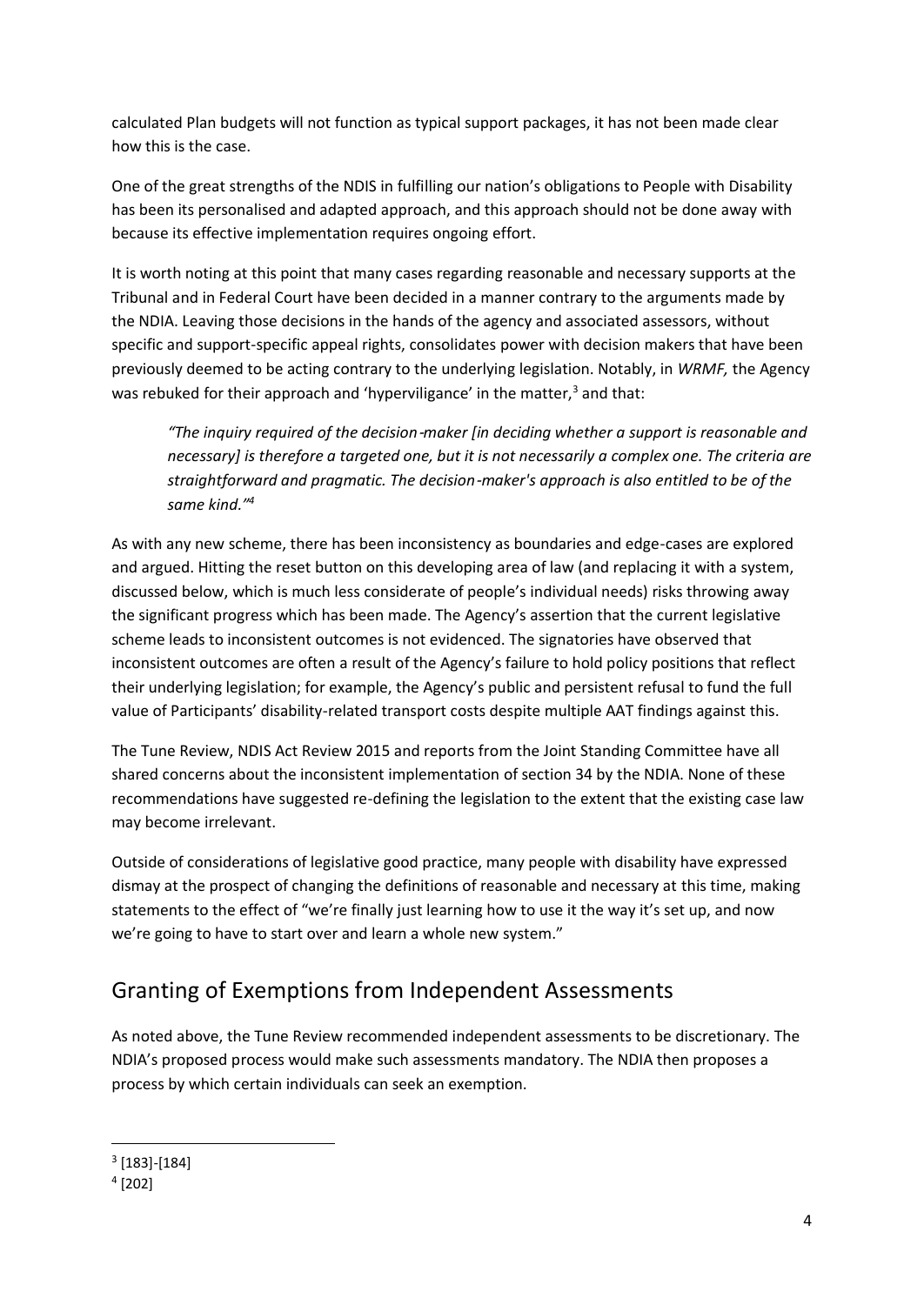calculated Plan budgets will not function as typical support packages, it has not been made clear how this is the case.

One of the great strengths of the NDIS in fulfilling our nation's obligations to People with Disability has been its personalised and adapted approach, and this approach should not be done away with because its effective implementation requires ongoing effort.

It is worth noting at this point that many cases regarding reasonable and necessary supports at the Tribunal and in Federal Court have been decided in a manner contrary to the arguments made by the NDIA. Leaving those decisions in the hands of the agency and associated assessors, without specific and support-specific appeal rights, consolidates power with decision makers that have been previously deemed to be acting contrary to the underlying legislation. Notably, in *WRMF,* the Agency was rebuked for their approach and 'hyperviligance' in the matter,[3] and that:

> *"The inquiry required of the decision-maker [in deciding whether a support is reasonable and necessary] is therefore a targeted one, but it is not necessarily a complex one. The criteria are straightforward and pragmatic. The decision-maker's approach is also entitled to be of the same kind."*[4]

As with any new scheme, there has been inconsistency as boundaries and edge-cases are explored and argued. Hitting the reset button on this developing area of law (and replacing it with a system, discussed below, which is much less considerate of people's individual needs) risks throwing away the significant progress which has been made. The Agency's assertion that the current legislative scheme leads to inconsistent outcomes is not evidenced. The signatories have observed that inconsistent outcomes are often a result of the Agency's failure to hold policy positions that reflect their underlying legislation; for example, the Agency's public and persistent refusal to fund the full value of Participants' disability-related transport costs despite multiple AAT findings against this.

The Tune Review, NDIS Act Review 2015 and reports from the Joint Standing Committee have all shared concerns about the inconsistent implementation of section 34 by the NDIA. None of these recommendations have suggested re-defining the legislation to the extent that the existing case law may become irrelevant.

Outside of considerations of legislative good practice, many people with disability have expressed dismay at the prospect of changing the definitions of reasonable and necessary at this time, making statements to the effect of "we're finally just learning how to use it the way it's set up, and now we're going to have to start over and learn a whole new system."

## Granting of Exemptions from Independent Assessments

As noted above, the Tune Review recommended independent assessments to be discretionary. The NDIA's proposed process would make such assessments mandatory. The NDIA then proposes a process by which certain individuals can seek an exemption.

---

[3] [183]-[184]

[4] [202]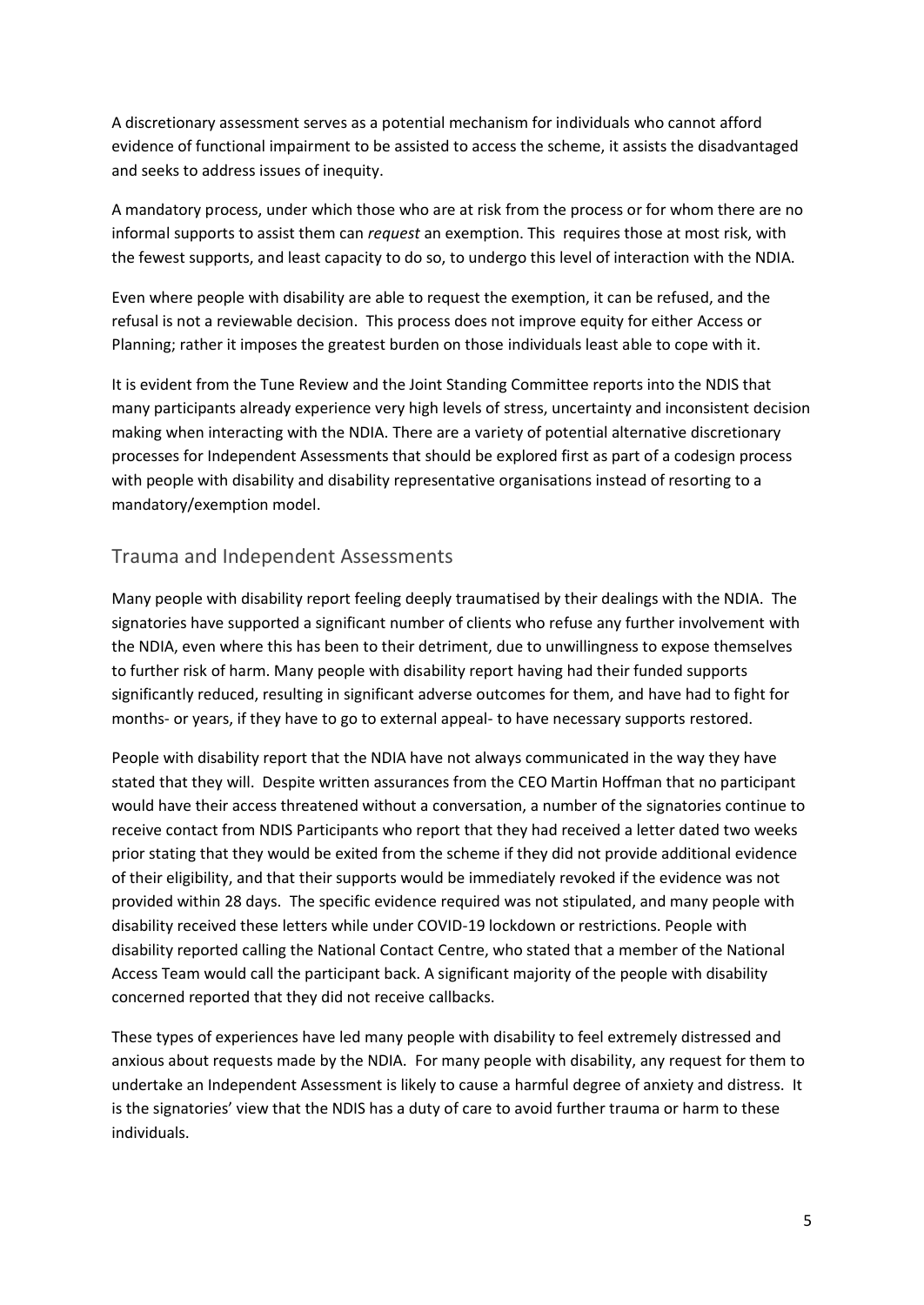A discretionary assessment serves as a potential mechanism for individuals who cannot afford evidence of functional impairment to be assisted to access the scheme, it assists the disadvantaged and seeks to address issues of inequity.

A mandatory process, under which those who are at risk from the process or for whom there are no informal supports to assist them can *request* an exemption. This requires those at most risk, with the fewest supports, and least capacity to do so, to undergo this level of interaction with the NDIA.

Even where people with disability are able to request the exemption, it can be refused, and the refusal is not a reviewable decision. This process does not improve equity for either Access or Planning; rather it imposes the greatest burden on those individuals least able to cope with it.

It is evident from the Tune Review and the Joint Standing Committee reports into the NDIS that many participants already experience very high levels of stress, uncertainty and inconsistent decision making when interacting with the NDIA. There are a variety of potential alternative discretionary processes for Independent Assessments that should be explored first as part of a codesign process with people with disability and disability representative organisations instead of resorting to a mandatory/exemption model.

## Trauma and Independent Assessments

Many people with disability report feeling deeply traumatised by their dealings with the NDIA. The signatories have supported a significant number of clients who refuse any further involvement with the NDIA, even where this has been to their detriment, due to unwillingness to expose themselves to further risk of harm. Many people with disability report having had their funded supports significantly reduced, resulting in significant adverse outcomes for them, and have had to fight for months- or years, if they have to go to external appeal- to have necessary supports restored.

People with disability report that the NDIA have not always communicated in the way they have stated that they will. Despite written assurances from the CEO Martin Hoffman that no participant would have their access threatened without a conversation, a number of the signatories continue to receive contact from NDIS Participants who report that they had received a letter dated two weeks prior stating that they would be exited from the scheme if they did not provide additional evidence of their eligibility, and that their supports would be immediately revoked if the evidence was not provided within 28 days. The specific evidence required was not stipulated, and many people with disability received these letters while under COVID-19 lockdown or restrictions. People with disability reported calling the National Contact Centre, who stated that a member of the National Access Team would call the participant back. A significant majority of the people with disability concerned reported that they did not receive callbacks.

These types of experiences have led many people with disability to feel extremely distressed and anxious about requests made by the NDIA. For many people with disability, any request for them to undertake an Independent Assessment is likely to cause a harmful degree of anxiety and distress. It is the signatories' view that the NDIS has a duty of care to avoid further trauma or harm to these individuals.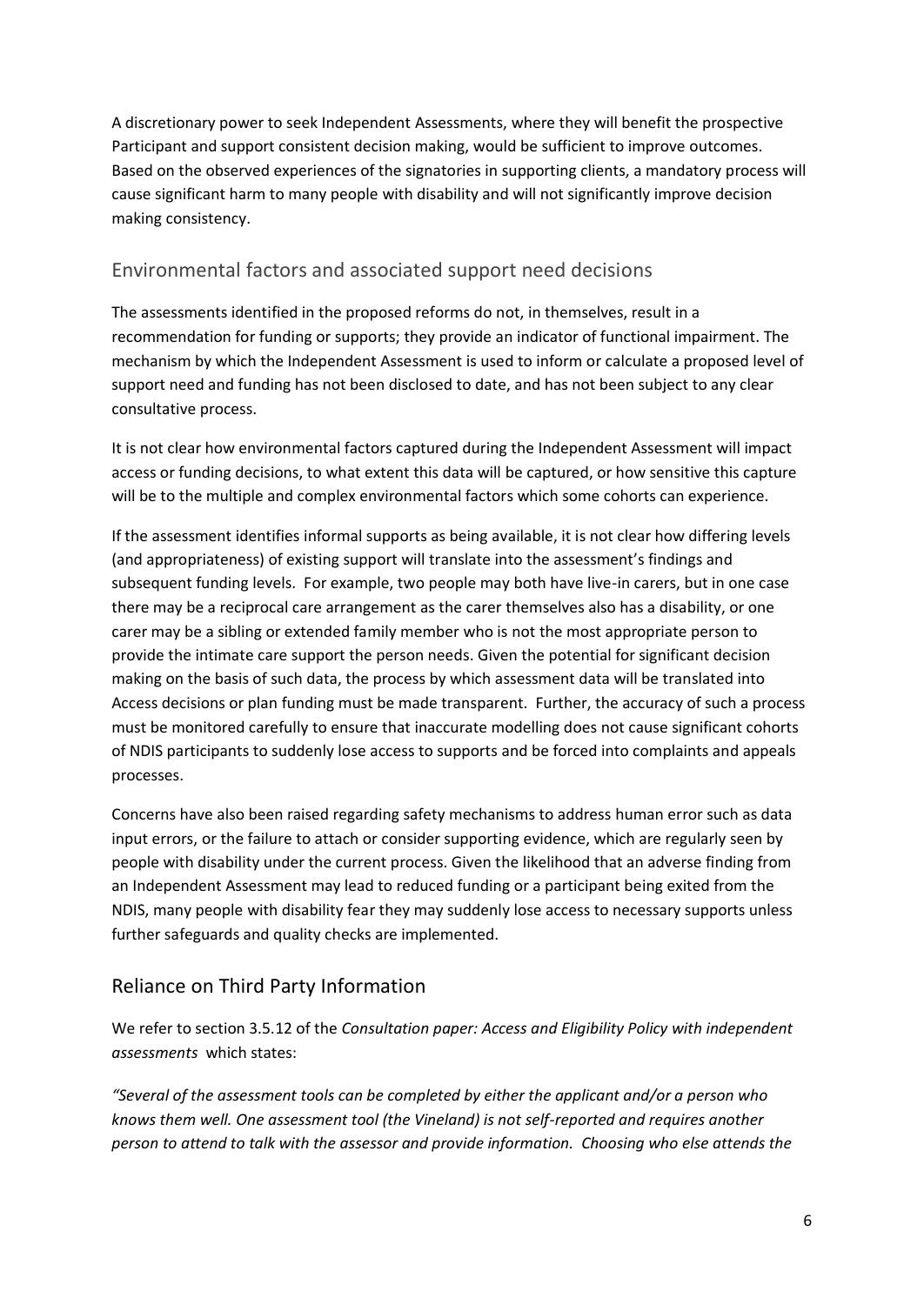A discretionary power to seek Independent Assessments, where they will benefit the prospective Participant and support consistent decision making, would be sufficient to improve outcomes. Based on the observed experiences of the signatories in supporting clients, a mandatory process will cause significant harm to many people with disability and will not significantly improve decision making consistency.

## Environmental factors and associated support need decisions

The assessments identified in the proposed reforms do not, in themselves, result in a recommendation for funding or supports; they provide an indicator of functional impairment. The mechanism by which the Independent Assessment is used to inform or calculate a proposed level of support need and funding has not been disclosed to date, and has not been subject to any clear consultative process.

It is not clear how environmental factors captured during the Independent Assessment will impact access or funding decisions, to what extent this data will be captured, or how sensitive this capture will be to the multiple and complex environmental factors which some cohorts can experience.

If the assessment identifies informal supports as being available, it is not clear how differing levels (and appropriateness) of existing support will translate into the assessment's findings and subsequent funding levels. For example, two people may both have live-in carers, but in one case there may be a reciprocal care arrangement as the carer themselves also has a disability, or one carer may be a sibling or extended family member who is not the most appropriate person to provide the intimate care support the person needs. Given the potential for significant decision making on the basis of such data, the process by which assessment data will be translated into Access decisions or plan funding must be made transparent. Further, the accuracy of such a process must be monitored carefully to ensure that inaccurate modelling does not cause significant cohorts of NDIS participants to suddenly lose access to supports and be forced into complaints and appeals processes.

Concerns have also been raised regarding safety mechanisms to address human error such as data input errors, or the failure to attach or consider supporting evidence, which are regularly seen by people with disability under the current process. Given the likelihood that an adverse finding from an Independent Assessment may lead to reduced funding or a participant being exited from the NDIS, many people with disability fear they may suddenly lose access to necessary supports unless further safeguards and quality checks are implemented.

## Reliance on Third Party Information

We refer to section 3.5.12 of the *Consultation paper: Access and Eligibility Policy with independent assessments* which states:

*"Several of the assessment tools can be completed by either the applicant and/or a person who knows them well. One assessment tool (the Vineland) is not self-reported and requires another person to attend to talk with the assessor and provide information. Choosing who else attends the*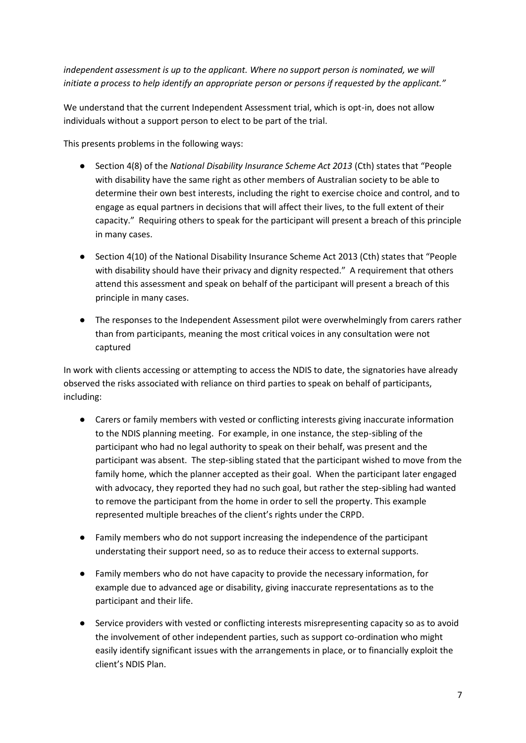*independent assessment is up to the applicant. Where no support person is nominated, we will initiate a process to help identify an appropriate person or persons if requested by the applicant."*

We understand that the current Independent Assessment trial, which is opt-in, does not allow individuals without a support person to elect to be part of the trial.

This presents problems in the following ways:

- Section 4(8) of the *National Disability Insurance Scheme Act 2013* (Cth) states that "People with disability have the same right as other members of Australian society to be able to determine their own best interests, including the right to exercise choice and control, and to engage as equal partners in decisions that will affect their lives, to the full extent of their capacity." Requiring others to speak for the participant will present a breach of this principle in many cases.

- Section 4(10) of the National Disability Insurance Scheme Act 2013 (Cth) states that "People with disability should have their privacy and dignity respected." A requirement that others attend this assessment and speak on behalf of the participant will present a breach of this principle in many cases.

- The responses to the Independent Assessment pilot were overwhelmingly from carers rather than from participants, meaning the most critical voices in any consultation were not captured

In work with clients accessing or attempting to access the NDIS to date, the signatories have already observed the risks associated with reliance on third parties to speak on behalf of participants, including:

- Carers or family members with vested or conflicting interests giving inaccurate information to the NDIS planning meeting. For example, in one instance, the step-sibling of the participant who had no legal authority to speak on their behalf, was present and the participant was absent. The step-sibling stated that the participant wished to move from the family home, which the planner accepted as their goal. When the participant later engaged with advocacy, they reported they had no such goal, but rather the step-sibling had wanted to remove the participant from the home in order to sell the property. This example represented multiple breaches of the client's rights under the CRPD.

- Family members who do not support increasing the independence of the participant understating their support need, so as to reduce their access to external supports.

- Family members who do not have capacity to provide the necessary information, for example due to advanced age or disability, giving inaccurate representations as to the participant and their life.

- Service providers with vested or conflicting interests misrepresenting capacity so as to avoid the involvement of other independent parties, such as support co-ordination who might easily identify significant issues with the arrangements in place, or to financially exploit the client's NDIS Plan.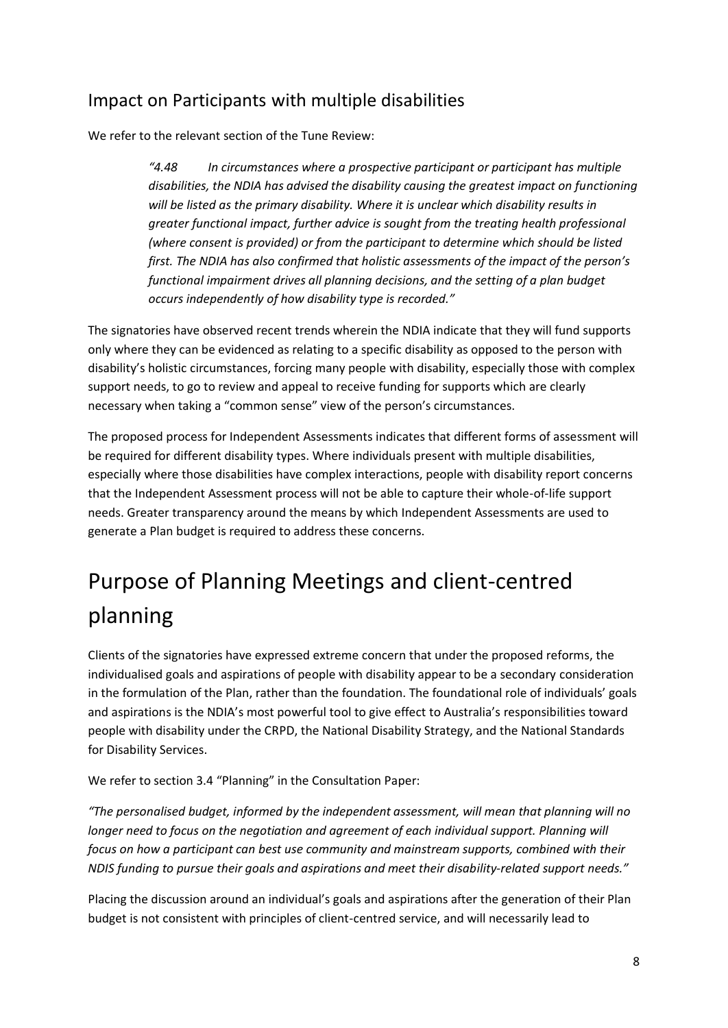## Impact on Participants with multiple disabilities

We refer to the relevant section of the Tune Review:

> *"4.48 In circumstances where a prospective participant or participant has multiple disabilities, the NDIA has advised the disability causing the greatest impact on functioning will be listed as the primary disability. Where it is unclear which disability results in greater functional impact, further advice is sought from the treating health professional (where consent is provided) or from the participant to determine which should be listed first. The NDIA has also confirmed that holistic assessments of the impact of the person's functional impairment drives all planning decisions, and the setting of a plan budget occurs independently of how disability type is recorded."*

The signatories have observed recent trends wherein the NDIA indicate that they will fund supports only where they can be evidenced as relating to a specific disability as opposed to the person with disability's holistic circumstances, forcing many people with disability, especially those with complex support needs, to go to review and appeal to receive funding for supports which are clearly necessary when taking a "common sense" view of the person's circumstances.

The proposed process for Independent Assessments indicates that different forms of assessment will be required for different disability types. Where individuals present with multiple disabilities, especially where those disabilities have complex interactions, people with disability report concerns that the Independent Assessment process will not be able to capture their whole-of-life support needs. Greater transparency around the means by which Independent Assessments are used to generate a Plan budget is required to address these concerns.

# Purpose of Planning Meetings and client-centred planning

Clients of the signatories have expressed extreme concern that under the proposed reforms, the individualised goals and aspirations of people with disability appear to be a secondary consideration in the formulation of the Plan, rather than the foundation. The foundational role of individuals' goals and aspirations is the NDIA's most powerful tool to give effect to Australia's responsibilities toward people with disability under the CRPD, the National Disability Strategy, and the National Standards for Disability Services.

We refer to section 3.4 "Planning" in the Consultation Paper:

*"The personalised budget, informed by the independent assessment, will mean that planning will no longer need to focus on the negotiation and agreement of each individual support. Planning will focus on how a participant can best use community and mainstream supports, combined with their NDIS funding to pursue their goals and aspirations and meet their disability-related support needs."*

Placing the discussion around an individual's goals and aspirations after the generation of their Plan budget is not consistent with principles of client-centred service, and will necessarily lead to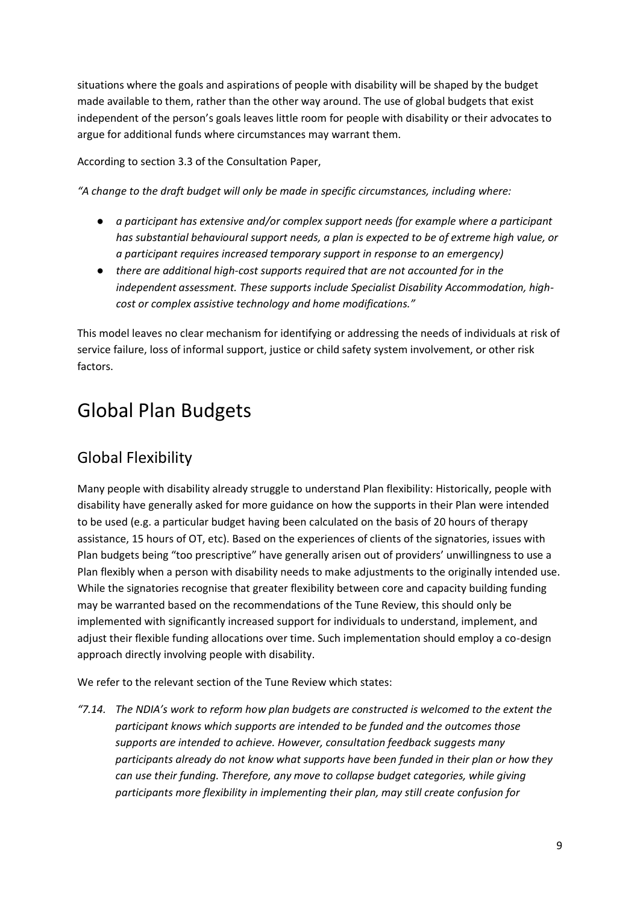situations where the goals and aspirations of people with disability will be shaped by the budget made available to them, rather than the other way around. The use of global budgets that exist independent of the person's goals leaves little room for people with disability or their advocates to argue for additional funds where circumstances may warrant them.

According to section 3.3 of the Consultation Paper,

*"A change to the draft budget will only be made in specific circumstances, including where:*

- *a participant has extensive and/or complex support needs (for example where a participant has substantial behavioural support needs, a plan is expected to be of extreme high value, or a participant requires increased temporary support in response to an emergency)*
- *there are additional high-cost supports required that are not accounted for in the independent assessment. These supports include Specialist Disability Accommodation, high-cost or complex assistive technology and home modifications."*

This model leaves no clear mechanism for identifying or addressing the needs of individuals at risk of service failure, loss of informal support, justice or child safety system involvement, or other risk factors.

# Global Plan Budgets

## Global Flexibility

Many people with disability already struggle to understand Plan flexibility: Historically, people with disability have generally asked for more guidance on how the supports in their Plan were intended to be used (e.g. a particular budget having been calculated on the basis of 20 hours of therapy assistance, 15 hours of OT, etc). Based on the experiences of clients of the signatories, issues with Plan budgets being "too prescriptive" have generally arisen out of providers' unwillingness to use a Plan flexibly when a person with disability needs to make adjustments to the originally intended use. While the signatories recognise that greater flexibility between core and capacity building funding may be warranted based on the recommendations of the Tune Review, this should only be implemented with significantly increased support for individuals to understand, implement, and adjust their flexible funding allocations over time. Such implementation should employ a co-design approach directly involving people with disability.

We refer to the relevant section of the Tune Review which states:

*"7.14. The NDIA's work to reform how plan budgets are constructed is welcomed to the extent the participant knows which supports are intended to be funded and the outcomes those supports are intended to achieve. However, consultation feedback suggests many participants already do not know what supports have been funded in their plan or how they can use their funding. Therefore, any move to collapse budget categories, while giving participants more flexibility in implementing their plan, may still create confusion for*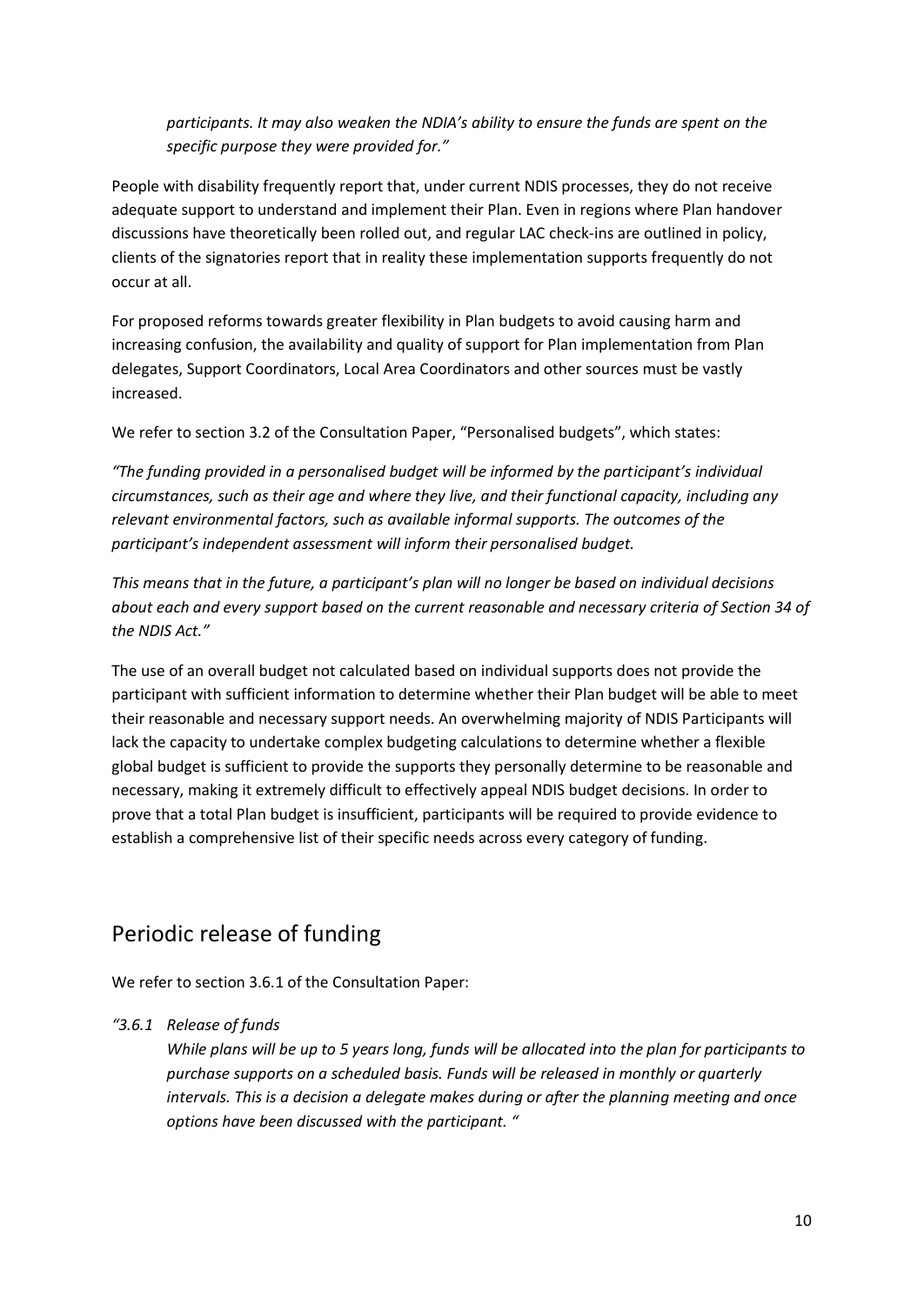*participants. It may also weaken the NDIA's ability to ensure the funds are spent on the specific purpose they were provided for."*

People with disability frequently report that, under current NDIS processes, they do not receive adequate support to understand and implement their Plan. Even in regions where Plan handover discussions have theoretically been rolled out, and regular LAC check-ins are outlined in policy, clients of the signatories report that in reality these implementation supports frequently do not occur at all.

For proposed reforms towards greater flexibility in Plan budgets to avoid causing harm and increasing confusion, the availability and quality of support for Plan implementation from Plan delegates, Support Coordinators, Local Area Coordinators and other sources must be vastly increased.

We refer to section 3.2 of the Consultation Paper, "Personalised budgets", which states:

*"The funding provided in a personalised budget will be informed by the participant's individual circumstances, such as their age and where they live, and their functional capacity, including any relevant environmental factors, such as available informal supports. The outcomes of the participant's independent assessment will inform their personalised budget.*

*This means that in the future, a participant's plan will no longer be based on individual decisions about each and every support based on the current reasonable and necessary criteria of Section 34 of the NDIS Act."*

The use of an overall budget not calculated based on individual supports does not provide the participant with sufficient information to determine whether their Plan budget will be able to meet their reasonable and necessary support needs. An overwhelming majority of NDIS Participants will lack the capacity to undertake complex budgeting calculations to determine whether a flexible global budget is sufficient to provide the supports they personally determine to be reasonable and necessary, making it extremely difficult to effectively appeal NDIS budget decisions. In order to prove that a total Plan budget is insufficient, participants will be required to provide evidence to establish a comprehensive list of their specific needs across every category of funding.

## Periodic release of funding

We refer to section 3.6.1 of the Consultation Paper:

*"3.6.1 Release of funds*

*While plans will be up to 5 years long, funds will be allocated into the plan for participants to purchase supports on a scheduled basis. Funds will be released in monthly or quarterly intervals. This is a decision a delegate makes during or after the planning meeting and once options have been discussed with the participant. "*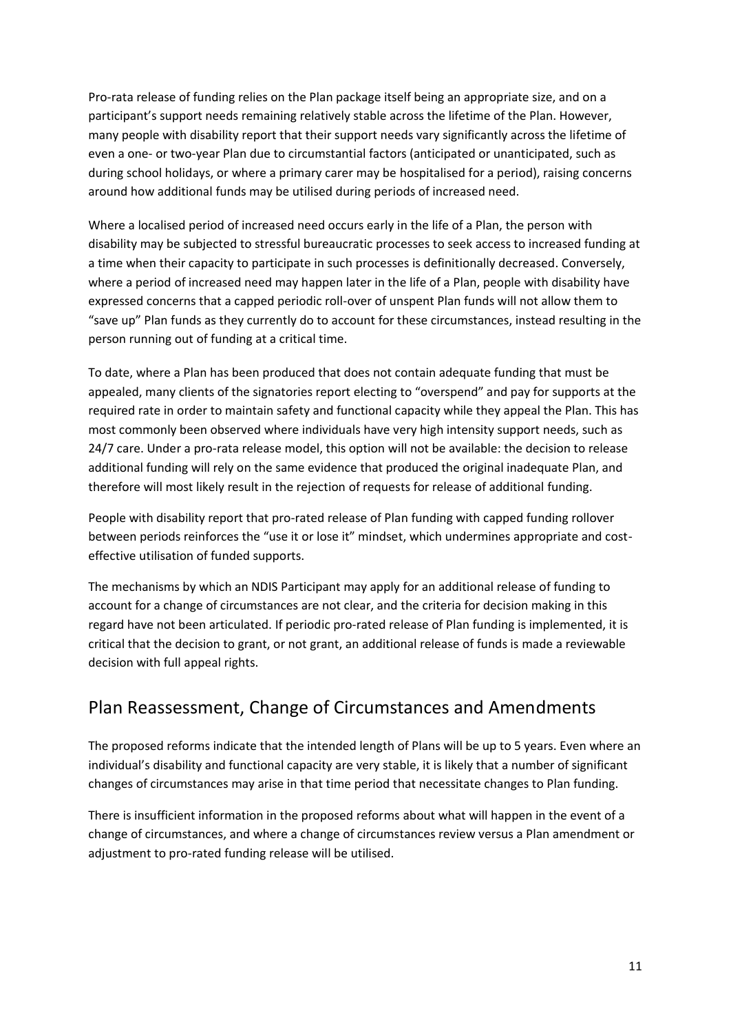Pro-rata release of funding relies on the Plan package itself being an appropriate size, and on a participant's support needs remaining relatively stable across the lifetime of the Plan. However, many people with disability report that their support needs vary significantly across the lifetime of even a one- or two-year Plan due to circumstantial factors (anticipated or unanticipated, such as during school holidays, or where a primary carer may be hospitalised for a period), raising concerns around how additional funds may be utilised during periods of increased need.

Where a localised period of increased need occurs early in the life of a Plan, the person with disability may be subjected to stressful bureaucratic processes to seek access to increased funding at a time when their capacity to participate in such processes is definitionally decreased. Conversely, where a period of increased need may happen later in the life of a Plan, people with disability have expressed concerns that a capped periodic roll-over of unspent Plan funds will not allow them to "save up" Plan funds as they currently do to account for these circumstances, instead resulting in the person running out of funding at a critical time.

To date, where a Plan has been produced that does not contain adequate funding that must be appealed, many clients of the signatories report electing to "overspend" and pay for supports at the required rate in order to maintain safety and functional capacity while they appeal the Plan. This has most commonly been observed where individuals have very high intensity support needs, such as 24/7 care. Under a pro-rata release model, this option will not be available: the decision to release additional funding will rely on the same evidence that produced the original inadequate Plan, and therefore will most likely result in the rejection of requests for release of additional funding.

People with disability report that pro-rated release of Plan funding with capped funding rollover between periods reinforces the "use it or lose it" mindset, which undermines appropriate and cost-effective utilisation of funded supports.

The mechanisms by which an NDIS Participant may apply for an additional release of funding to account for a change of circumstances are not clear, and the criteria for decision making in this regard have not been articulated. If periodic pro-rated release of Plan funding is implemented, it is critical that the decision to grant, or not grant, an additional release of funds is made a reviewable decision with full appeal rights.

## Plan Reassessment, Change of Circumstances and Amendments

The proposed reforms indicate that the intended length of Plans will be up to 5 years. Even where an individual's disability and functional capacity are very stable, it is likely that a number of significant changes of circumstances may arise in that time period that necessitate changes to Plan funding.

There is insufficient information in the proposed reforms about what will happen in the event of a change of circumstances, and where a change of circumstances review versus a Plan amendment or adjustment to pro-rated funding release will be utilised.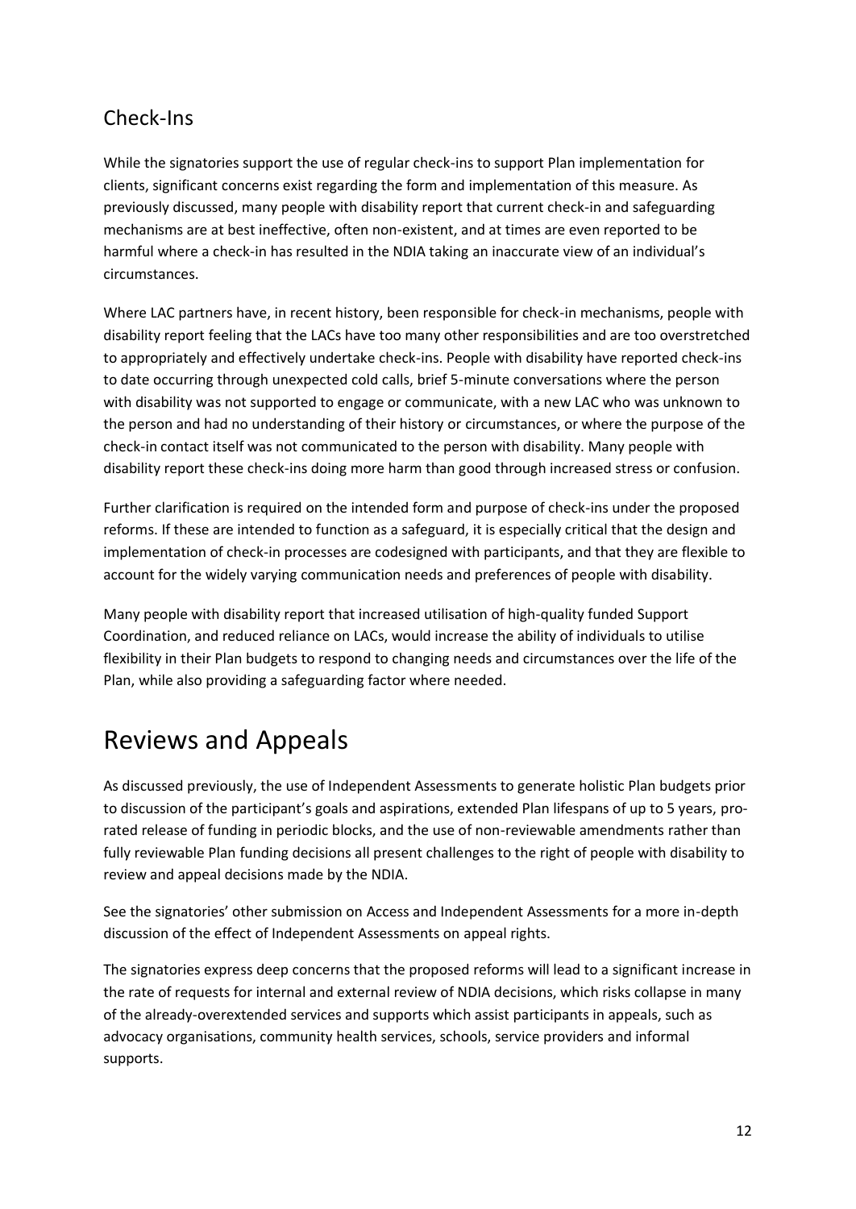## Check-Ins

While the signatories support the use of regular check-ins to support Plan implementation for clients, significant concerns exist regarding the form and implementation of this measure. As previously discussed, many people with disability report that current check-in and safeguarding mechanisms are at best ineffective, often non-existent, and at times are even reported to be harmful where a check-in has resulted in the NDIA taking an inaccurate view of an individual's circumstances.

Where LAC partners have, in recent history, been responsible for check-in mechanisms, people with disability report feeling that the LACs have too many other responsibilities and are too overstretched to appropriately and effectively undertake check-ins. People with disability have reported check-ins to date occurring through unexpected cold calls, brief 5-minute conversations where the person with disability was not supported to engage or communicate, with a new LAC who was unknown to the person and had no understanding of their history or circumstances, or where the purpose of the check-in contact itself was not communicated to the person with disability. Many people with disability report these check-ins doing more harm than good through increased stress or confusion.

Further clarification is required on the intended form and purpose of check-ins under the proposed reforms. If these are intended to function as a safeguard, it is especially critical that the design and implementation of check-in processes are codesigned with participants, and that they are flexible to account for the widely varying communication needs and preferences of people with disability.

Many people with disability report that increased utilisation of high-quality funded Support Coordination, and reduced reliance on LACs, would increase the ability of individuals to utilise flexibility in their Plan budgets to respond to changing needs and circumstances over the life of the Plan, while also providing a safeguarding factor where needed.

# Reviews and Appeals

As discussed previously, the use of Independent Assessments to generate holistic Plan budgets prior to discussion of the participant's goals and aspirations, extended Plan lifespans of up to 5 years, pro-rated release of funding in periodic blocks, and the use of non-reviewable amendments rather than fully reviewable Plan funding decisions all present challenges to the right of people with disability to review and appeal decisions made by the NDIA.

See the signatories' other submission on Access and Independent Assessments for a more in-depth discussion of the effect of Independent Assessments on appeal rights.

The signatories express deep concerns that the proposed reforms will lead to a significant increase in the rate of requests for internal and external review of NDIA decisions, which risks collapse in many of the already-overextended services and supports which assist participants in appeals, such as advocacy organisations, community health services, schools, service providers and informal supports.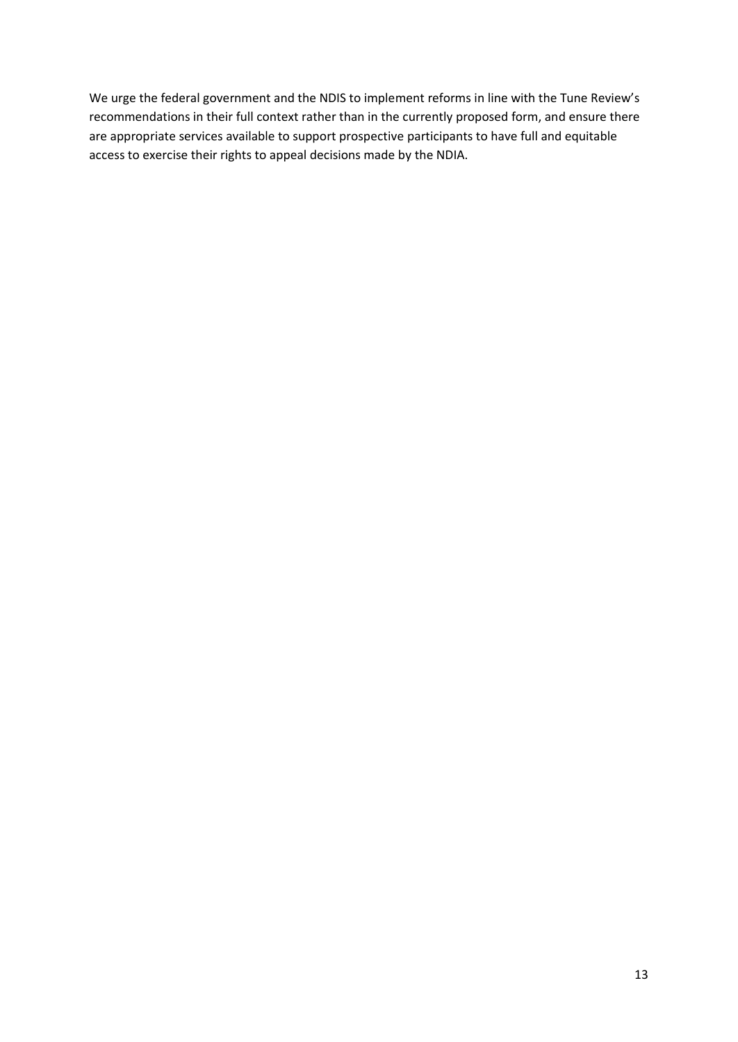We urge the federal government and the NDIS to implement reforms in line with the Tune Review's recommendations in their full context rather than in the currently proposed form, and ensure there are appropriate services available to support prospective participants to have full and equitable access to exercise their rights to appeal decisions made by the NDIA.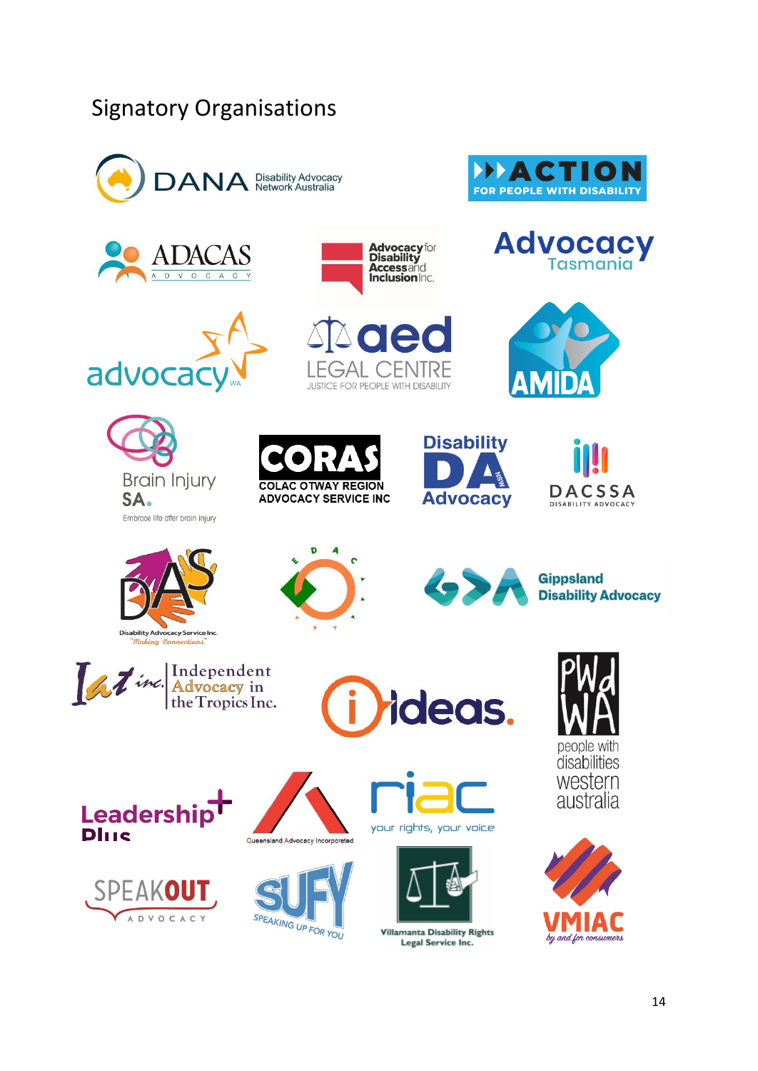# Signatory Organisations

DANA Disability Advocacy Network Australia

ACTION FOR PEOPLE WITH DISABILITY

ADACAS ADVOCACY

Advocacy for Disability Access and Inclusion Inc.

Advocacy Tasmania

advocacy WA

aed LEGAL CENTRE JUSTICE FOR PEOPLE WITH DISABILITY

AMIDA

Brain Injury SA. Embrace life after brain injury

CORAS COLAC OTWAY REGION ADVOCACY SERVICE INC

Disability Advocacy NSW

DACSSA DISABILITY ADVOCACY

Disability Advocacy Service Inc. "Making Connections"

EDAC

Gippsland Disability Advocacy

Independent Advocacy in the Tropics Inc.

ideas.

PWdWA people with disabilities western australia

Leadership Plus

Queensland Advocacy Incorporated

riac your rights, your voice

SPEAKOUT ADVOCACY

SUFY SPEAKING UP FOR YOU

Villamanta Disability Rights Legal Service Inc.

VMIAC by and for consumers